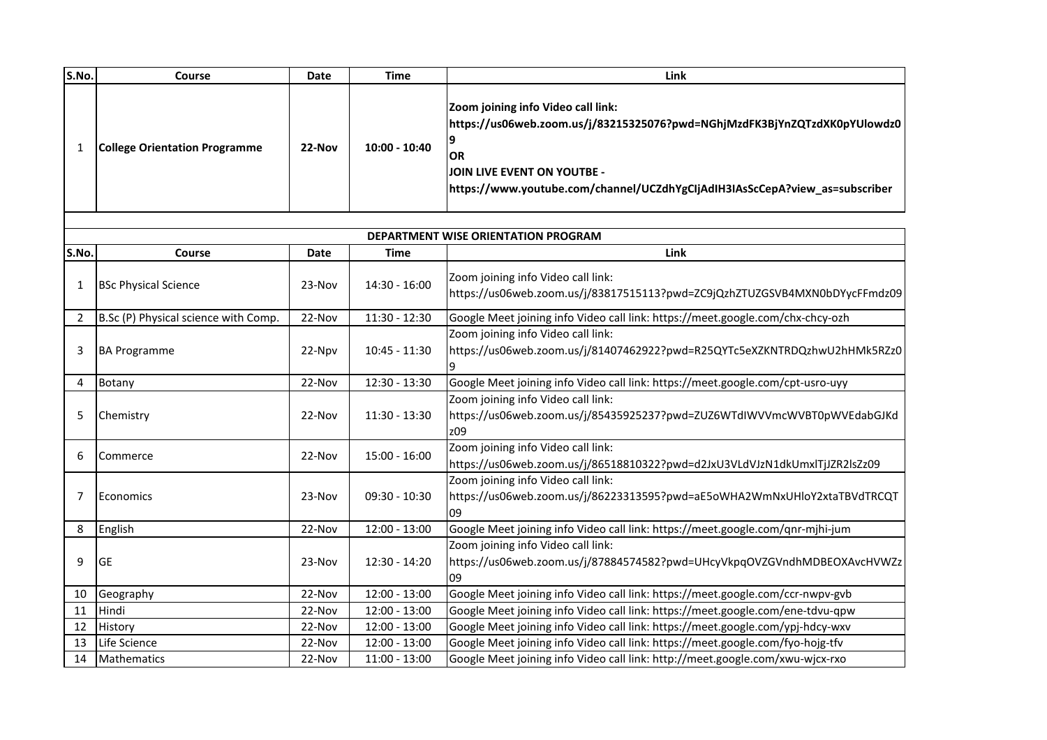| S.No. | Course | Date | Time | Link |
|---|---|---|---|---|
| 1 | **College Orientation Programme** | **22-Nov** | **10:00 - 10:40** | **Zoom joining info Video call link: https://us06web.zoom.us/j/83215325076?pwd=NGhjMzdFK3BjYnZQTzdXK0pYUlowdz09 OR JOIN LIVE EVENT ON YOUTBE - https://www.youtube.com/channel/UCZdhYgCIjAdIH3IAsScCepA?view_as=subscriber** |

| DEPARTMENT WISE ORIENTATION PROGRAM | | | | |
|---|---|---|---|---|
| **S.No.** | **Course** | **Date** | **Time** | **Link** |
| 1 | BSc Physical Science | 23-Nov | 14:30 - 16:00 | Zoom joining info Video call link: https://us06web.zoom.us/j/83817515113?pwd=ZC9jQzhZTUZGSVB4MXN0bDYycFFmdz09 |
| 2 | B.Sc (P) Physical science with Comp. | 22-Nov | 11:30 - 12:30 | Google Meet joining info Video call link: https://meet.google.com/chx-chcy-ozh |
| 3 | BA Programme | 22-Npv | 10:45 - 11:30 | Zoom joining info Video call link: https://us06web.zoom.us/j/81407462922?pwd=R25QYTc5eXZKNTRDQzhwU2hHMk5RZz09 |
| 4 | Botany | 22-Nov | 12:30 - 13:30 | Google Meet joining info Video call link: https://meet.google.com/cpt-usro-uyy |
| 5 | Chemistry | 22-Nov | 11:30 - 13:30 | Zoom joining info Video call link: https://us06web.zoom.us/j/85435925237?pwd=ZUZ6WTdIWVVmcWVBT0pWVEdabGJKdz09 |
| 6 | Commerce | 22-Nov | 15:00 - 16:00 | Zoom joining info Video call link: https://us06web.zoom.us/j/86518810322?pwd=d2JxU3VLdVJzN1dkUmxlTjJZR2lsZz09 |
| 7 | Economics | 23-Nov | 09:30 - 10:30 | Zoom joining info Video call link: https://us06web.zoom.us/j/86223313595?pwd=aE5oWHA2WmNxUHloY2xtaTBVdTRCQT09 |
| 8 | English | 22-Nov | 12:00 - 13:00 | Google Meet joining info Video call link: https://meet.google.com/qnr-mjhi-jum |
| 9 | GE | 23-Nov | 12:30 - 14:20 | Zoom joining info Video call link: https://us06web.zoom.us/j/87884574582?pwd=UHcyVkpqOVZGVndhMDBEOXAvcHVWZz09 |
| 10 | Geography | 22-Nov | 12:00 - 13:00 | Google Meet joining info Video call link: https://meet.google.com/ccr-nwpv-gvb |
| 11 | Hindi | 22-Nov | 12:00 - 13:00 | Google Meet joining info Video call link: https://meet.google.com/ene-tdvu-qpw |
| 12 | History | 22-Nov | 12:00 - 13:00 | Google Meet joining info Video call link: https://meet.google.com/ypj-hdcy-wxv |
| 13 | Life Science | 22-Nov | 12:00 - 13:00 | Google Meet joining info Video call link: https://meet.google.com/fyo-hojg-tfv |
| 14 | Mathematics | 22-Nov | 11:00 - 13:00 | Google Meet joining info Video call link: http://meet.google.com/xwu-wjcx-rxo |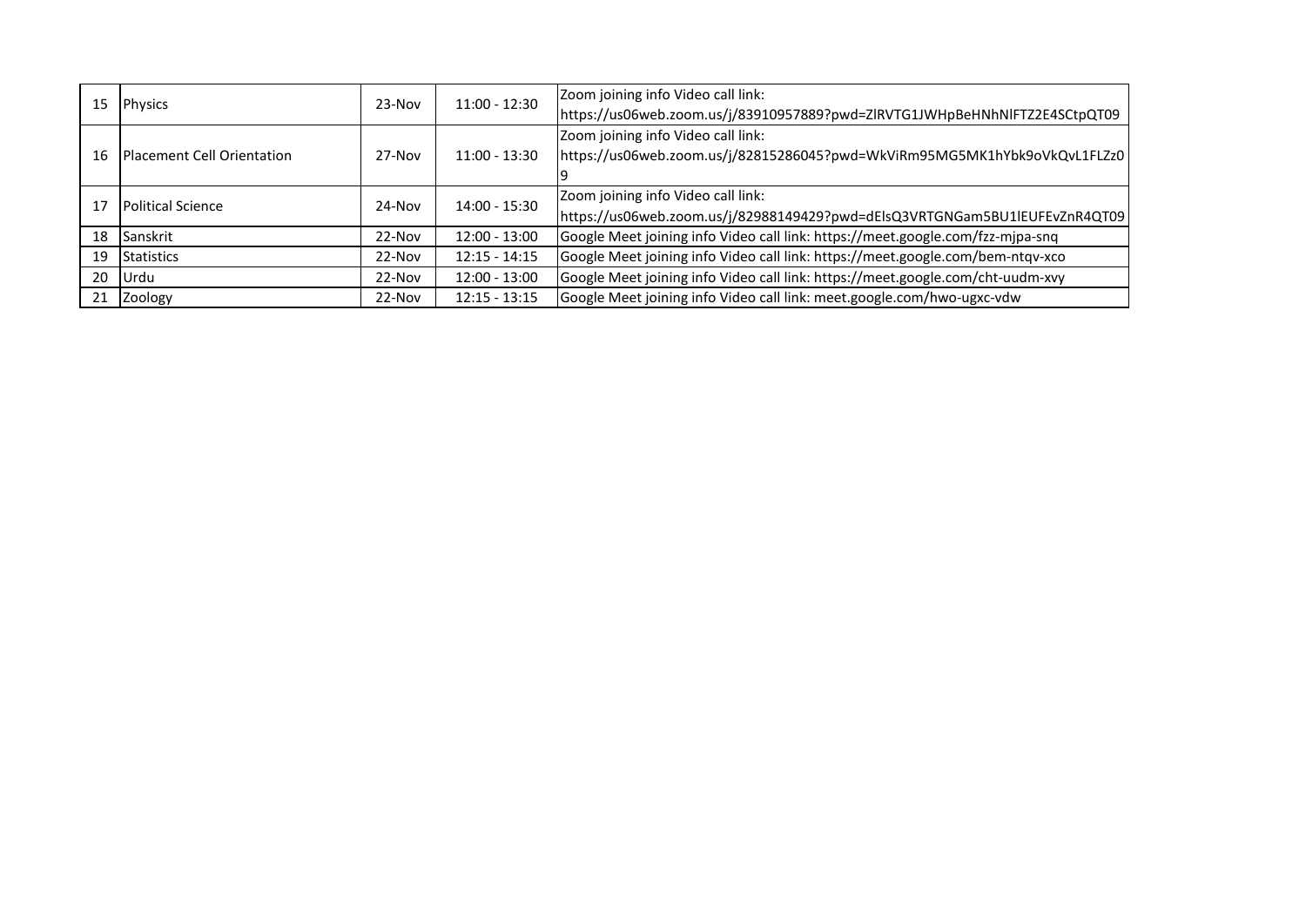| | | | | |
|---|---|---|---|---|
| 15 | Physics | 23-Nov | 11:00 - 12:30 | Zoom joining info Video call link: https://us06web.zoom.us/j/83910957889?pwd=ZlRVTG1JWHpBeHNhNlFTZ2E4SCtpQT09 |
| 16 | Placement Cell Orientation | 27-Nov | 11:00 - 13:30 | Zoom joining info Video call link: https://us06web.zoom.us/j/82815286045?pwd=WkViRm95MG5MK1hYbk9oVkQvL1FLZz09 |
| 17 | Political Science | 24-Nov | 14:00 - 15:30 | Zoom joining info Video call link: https://us06web.zoom.us/j/82988149429?pwd=dElsQ3VRTGNGam5BU1lEUFEvZnR4QT09 |
| 18 | Sanskrit | 22-Nov | 12:00 - 13:00 | Google Meet joining info Video call link: https://meet.google.com/fzz-mjpa-snq |
| 19 | Statistics | 22-Nov | 12:15 - 14:15 | Google Meet joining info Video call link: https://meet.google.com/bem-ntqv-xco |
| 20 | Urdu | 22-Nov | 12:00 - 13:00 | Google Meet joining info Video call link: https://meet.google.com/cht-uudm-xvy |
| 21 | Zoology | 22-Nov | 12:15 - 13:15 | Google Meet joining info Video call link: meet.google.com/hwo-ugxc-vdw |